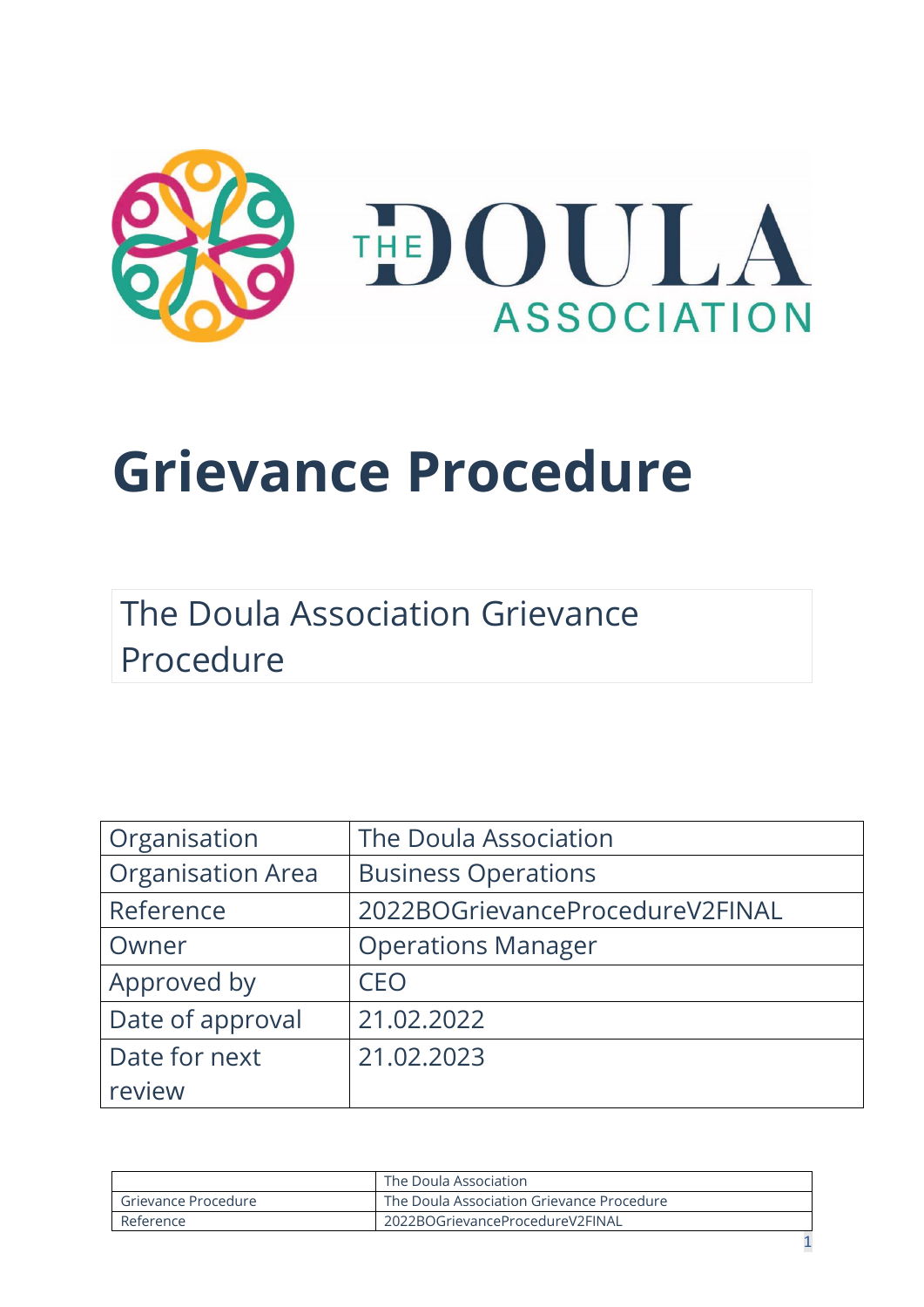# Grievance Procedure

The Doula Association Grievance Procedure

| Organisation | The Doula Association |
|---|---|
| Organisation Area | Business Operations |
| Reference | 2022BOGrievanceProcedureV2FINAL |
| Owner | Operations Manager |
| Approved by | CEO |
| Date of approval | 21.02.2022 |
| Date for next review | 21.02.2023 |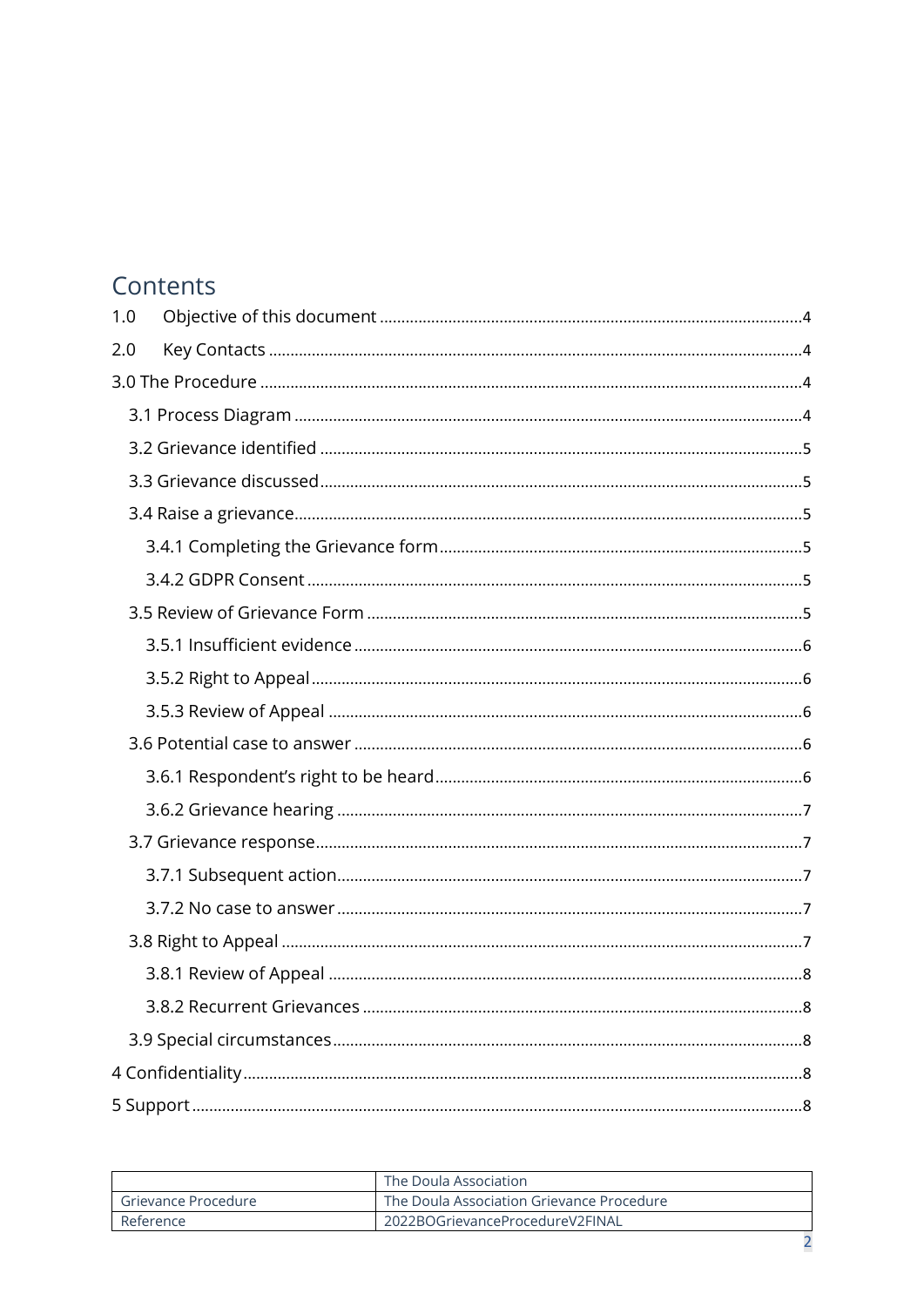# Contents

1.0 Objective of this document ....4

2.0 Key Contacts ....4

3.0 The Procedure ....4

- 3.1 Process Diagram ....4
- 3.2 Grievance identified ....5
- 3.3 Grievance discussed ....5
- 3.4 Raise a grievance ....5
  - 3.4.1 Completing the Grievance form ....5
  - 3.4.2 GDPR Consent ....5
- 3.5 Review of Grievance Form ....5
  - 3.5.1 Insufficient evidence ....6
  - 3.5.2 Right to Appeal ....6
  - 3.5.3 Review of Appeal ....6
- 3.6 Potential case to answer ....6
  - 3.6.1 Respondent's right to be heard ....6
  - 3.6.2 Grievance hearing ....7
- 3.7 Grievance response ....7
  - 3.7.1 Subsequent action ....7
  - 3.7.2 No case to answer ....7
- 3.8 Right to Appeal ....7
  - 3.8.1 Review of Appeal ....8
  - 3.8.2 Recurrent Grievances ....8
- 3.9 Special circumstances ....8

4 Confidentiality ....8

5 Support ....8

| | The Doula Association |
|---|---|
| Grievance Procedure | The Doula Association Grievance Procedure |
| Reference | 2022BOGrievanceProcedureV2FINAL |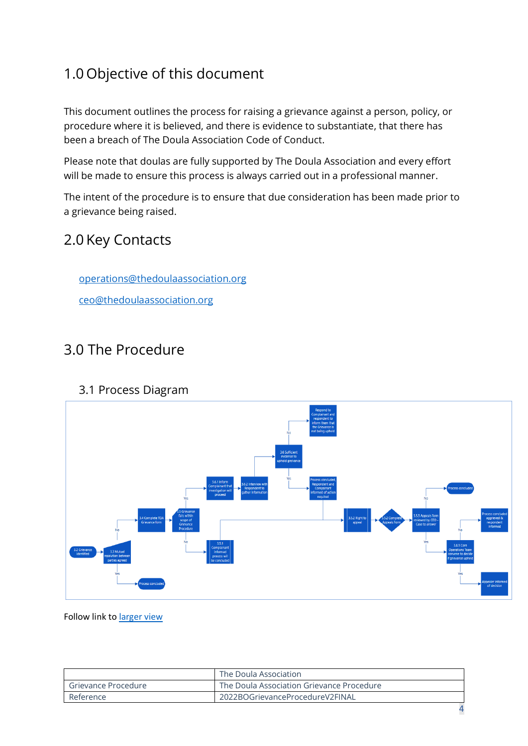# 1.0 Objective of this document

This document outlines the process for raising a grievance against a person, policy, or procedure where it is believed, and there is evidence to substantiate, that there has been a breach of The Doula Association Code of Conduct.

Please note that doulas are fully supported by The Doula Association and every effort will be made to ensure this process is always carried out in a professional manner.

The intent of the procedure is to ensure that due consideration has been made prior to a grievance being raised.

# 2.0 Key Contacts

operations@thedoulaassociation.org

ceo@thedoulaassociation.org

# 3.0 The Procedure

## 3.1 Process Diagram

Follow link to larger view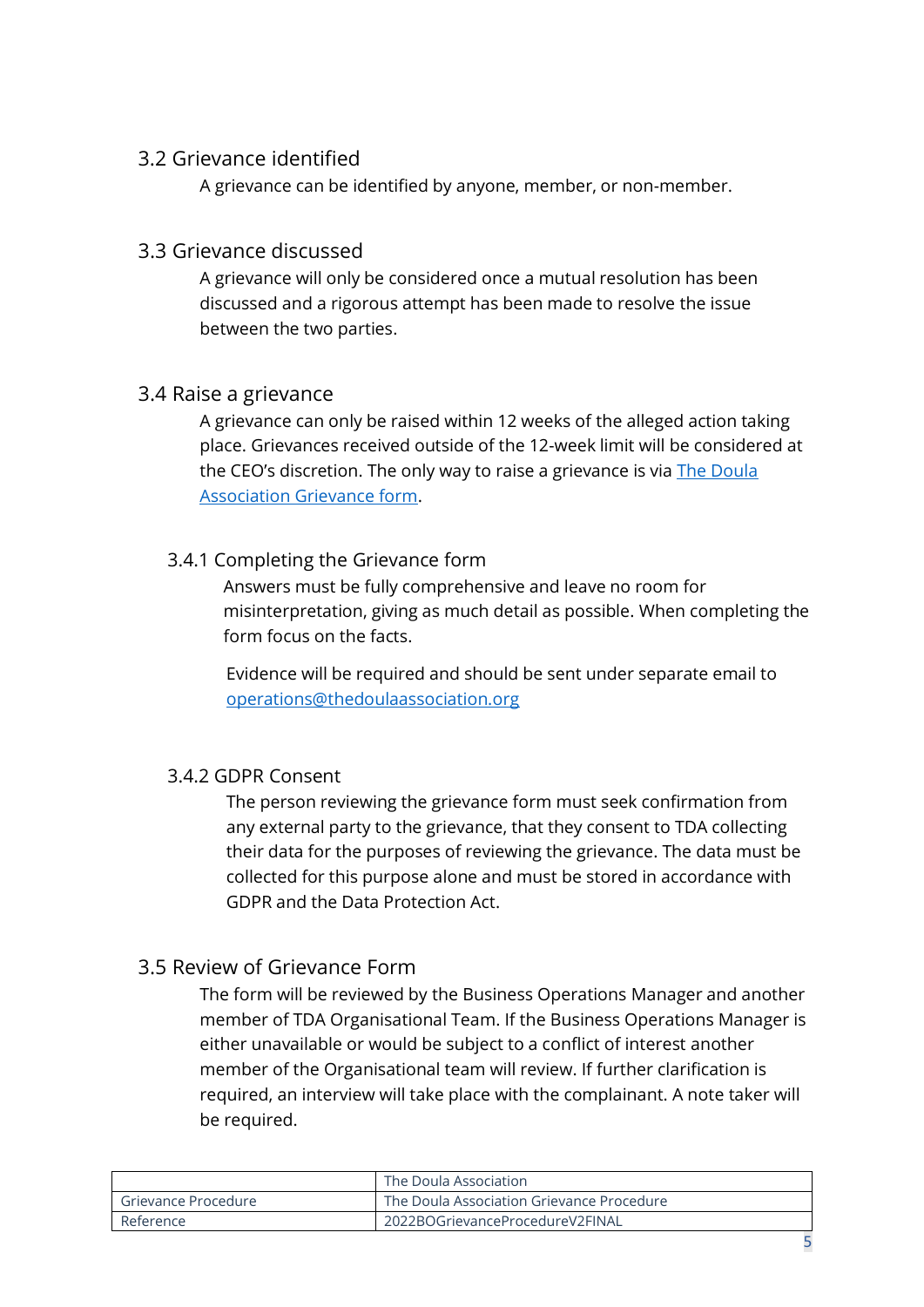## 3.2 Grievance identified

A grievance can be identified by anyone, member, or non-member.

## 3.3 Grievance discussed

A grievance will only be considered once a mutual resolution has been discussed and a rigorous attempt has been made to resolve the issue between the two parties.

## 3.4 Raise a grievance

A grievance can only be raised within 12 weeks of the alleged action taking place. Grievances received outside of the 12-week limit will be considered at the CEO's discretion. The only way to raise a grievance is via The Doula Association Grievance form.

### 3.4.1 Completing the Grievance form

Answers must be fully comprehensive and leave no room for misinterpretation, giving as much detail as possible. When completing the form focus on the facts.

Evidence will be required and should be sent under separate email to operations@thedoulaassociation.org

### 3.4.2 GDPR Consent

The person reviewing the grievance form must seek confirmation from any external party to the grievance, that they consent to TDA collecting their data for the purposes of reviewing the grievance. The data must be collected for this purpose alone and must be stored in accordance with GDPR and the Data Protection Act.

## 3.5 Review of Grievance Form

The form will be reviewed by the Business Operations Manager and another member of TDA Organisational Team. If the Business Operations Manager is either unavailable or would be subject to a conflict of interest another member of the Organisational team will review. If further clarification is required, an interview will take place with the complainant. A note taker will be required.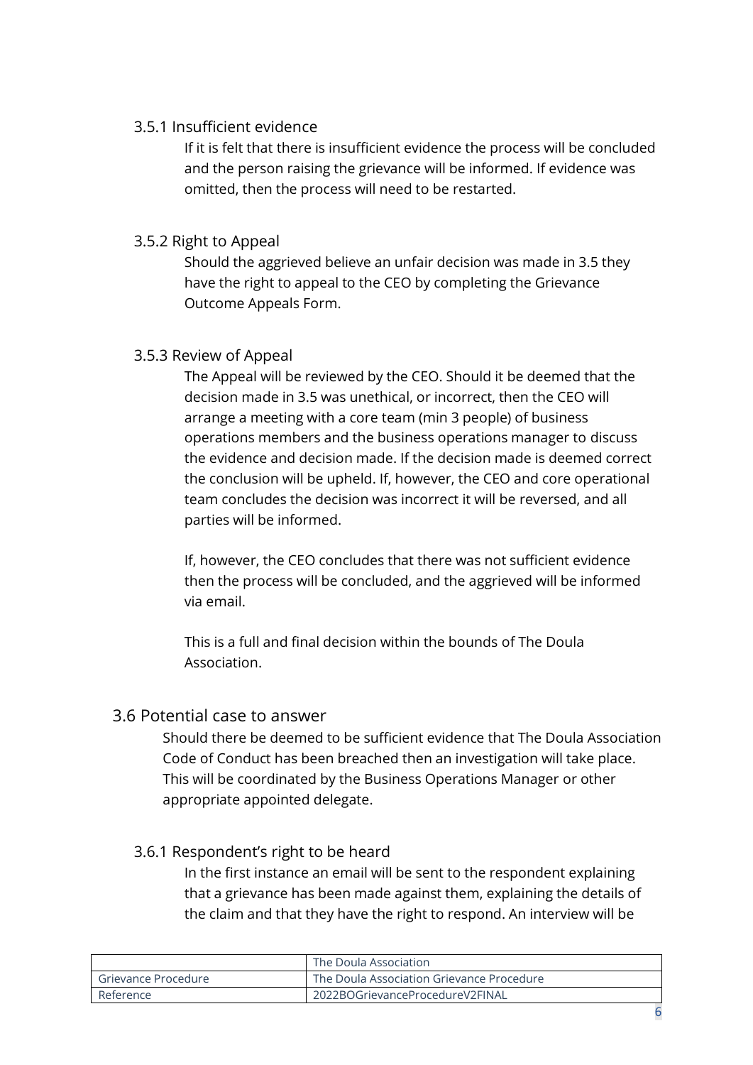### 3.5.1 Insufficient evidence

If it is felt that there is insufficient evidence the process will be concluded and the person raising the grievance will be informed. If evidence was omitted, then the process will need to be restarted.

### 3.5.2 Right to Appeal

Should the aggrieved believe an unfair decision was made in 3.5 they have the right to appeal to the CEO by completing the Grievance Outcome Appeals Form.

### 3.5.3 Review of Appeal

The Appeal will be reviewed by the CEO. Should it be deemed that the decision made in 3.5 was unethical, or incorrect, then the CEO will arrange a meeting with a core team (min 3 people) of business operations members and the business operations manager to discuss the evidence and decision made. If the decision made is deemed correct the conclusion will be upheld. If, however, the CEO and core operational team concludes the decision was incorrect it will be reversed, and all parties will be informed.

If, however, the CEO concludes that there was not sufficient evidence then the process will be concluded, and the aggrieved will be informed via email.

This is a full and final decision within the bounds of The Doula Association.

## 3.6 Potential case to answer

Should there be deemed to be sufficient evidence that The Doula Association Code of Conduct has been breached then an investigation will take place. This will be coordinated by the Business Operations Manager or other appropriate appointed delegate.

### 3.6.1 Respondent's right to be heard

In the first instance an email will be sent to the respondent explaining that a grievance has been made against them, explaining the details of the claim and that they have the right to respond. An interview will be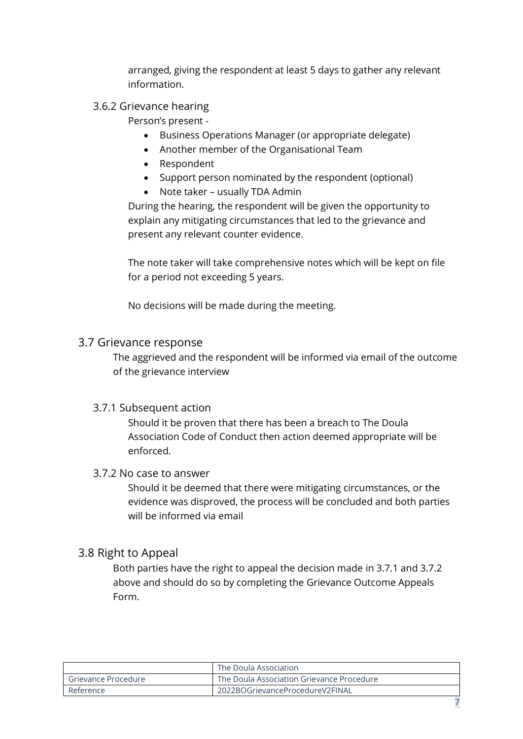arranged, giving the respondent at least 5 days to gather any relevant information.

### 3.6.2 Grievance hearing

Person's present -

- Business Operations Manager (or appropriate delegate)
- Another member of the Organisational Team
- Respondent
- Support person nominated by the respondent (optional)
- Note taker – usually TDA Admin

During the hearing, the respondent will be given the opportunity to explain any mitigating circumstances that led to the grievance and present any relevant counter evidence.

The note taker will take comprehensive notes which will be kept on file for a period not exceeding 5 years.

No decisions will be made during the meeting.

## 3.7 Grievance response

The aggrieved and the respondent will be informed via email of the outcome of the grievance interview

### 3.7.1 Subsequent action

Should it be proven that there has been a breach to The Doula Association Code of Conduct then action deemed appropriate will be enforced.

### 3.7.2 No case to answer

Should it be deemed that there were mitigating circumstances, or the evidence was disproved, the process will be concluded and both parties will be informed via email

## 3.8 Right to Appeal

Both parties have the right to appeal the decision made in 3.7.1 and 3.7.2 above and should do so by completing the Grievance Outcome Appeals Form.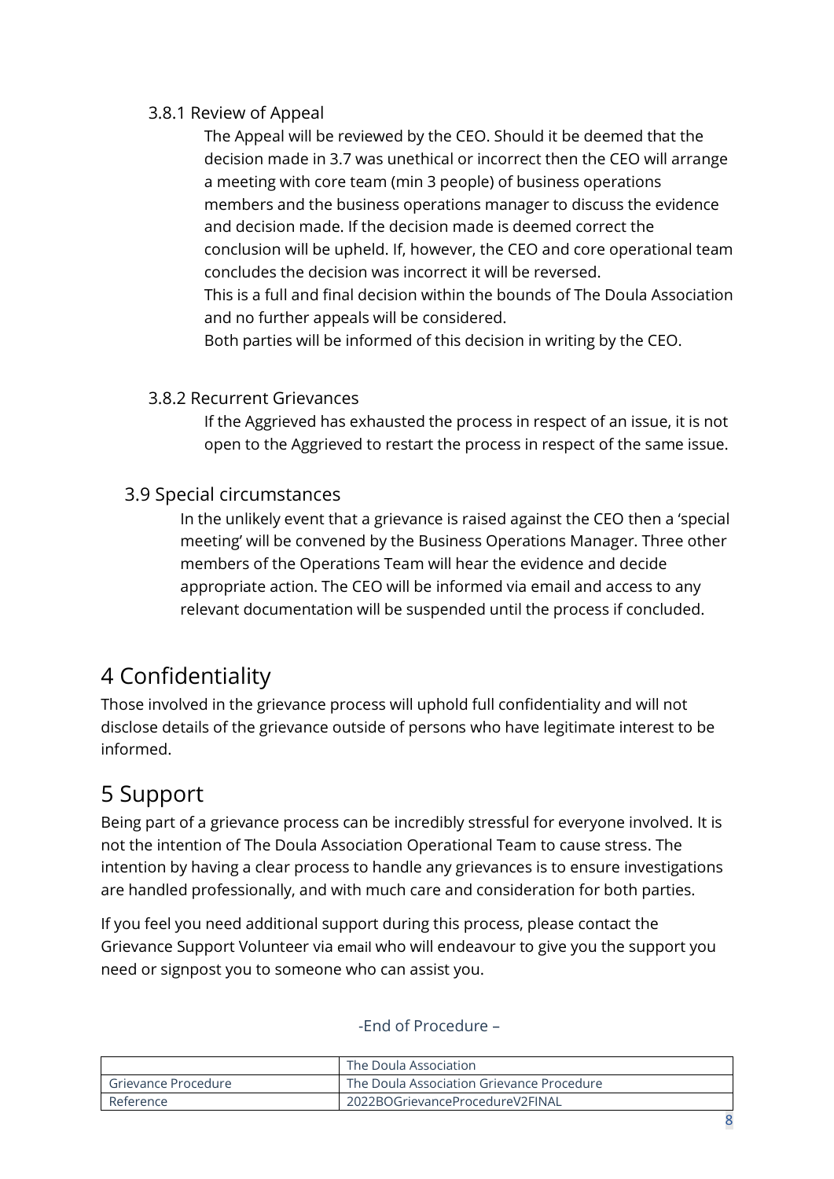#### 3.8.1 Review of Appeal

The Appeal will be reviewed by the CEO. Should it be deemed that the decision made in 3.7 was unethical or incorrect then the CEO will arrange a meeting with core team (min 3 people) of business operations members and the business operations manager to discuss the evidence and decision made. If the decision made is deemed correct the conclusion will be upheld. If, however, the CEO and core operational team concludes the decision was incorrect it will be reversed.

This is a full and final decision within the bounds of The Doula Association and no further appeals will be considered.

Both parties will be informed of this decision in writing by the CEO.

#### 3.8.2 Recurrent Grievances

If the Aggrieved has exhausted the process in respect of an issue, it is not open to the Aggrieved to restart the process in respect of the same issue.

### 3.9 Special circumstances

In the unlikely event that a grievance is raised against the CEO then a 'special meeting' will be convened by the Business Operations Manager. Three other members of the Operations Team will hear the evidence and decide appropriate action. The CEO will be informed via email and access to any relevant documentation will be suspended until the process if concluded.

## 4 Confidentiality

Those involved in the grievance process will uphold full confidentiality and will not disclose details of the grievance outside of persons who have legitimate interest to be informed.

## 5 Support

Being part of a grievance process can be incredibly stressful for everyone involved. It is not the intention of The Doula Association Operational Team to cause stress. The intention by having a clear process to handle any grievances is to ensure investigations are handled professionally, and with much care and consideration for both parties.

If you feel you need additional support during this process, please contact the Grievance Support Volunteer via email who will endeavour to give you the support you need or signpost you to someone who can assist you.

-End of Procedure –

| | |
|---|---|
| | The Doula Association |
| Grievance Procedure | The Doula Association Grievance Procedure |
| Reference | 2022BOGrievanceProcedureV2FINAL |